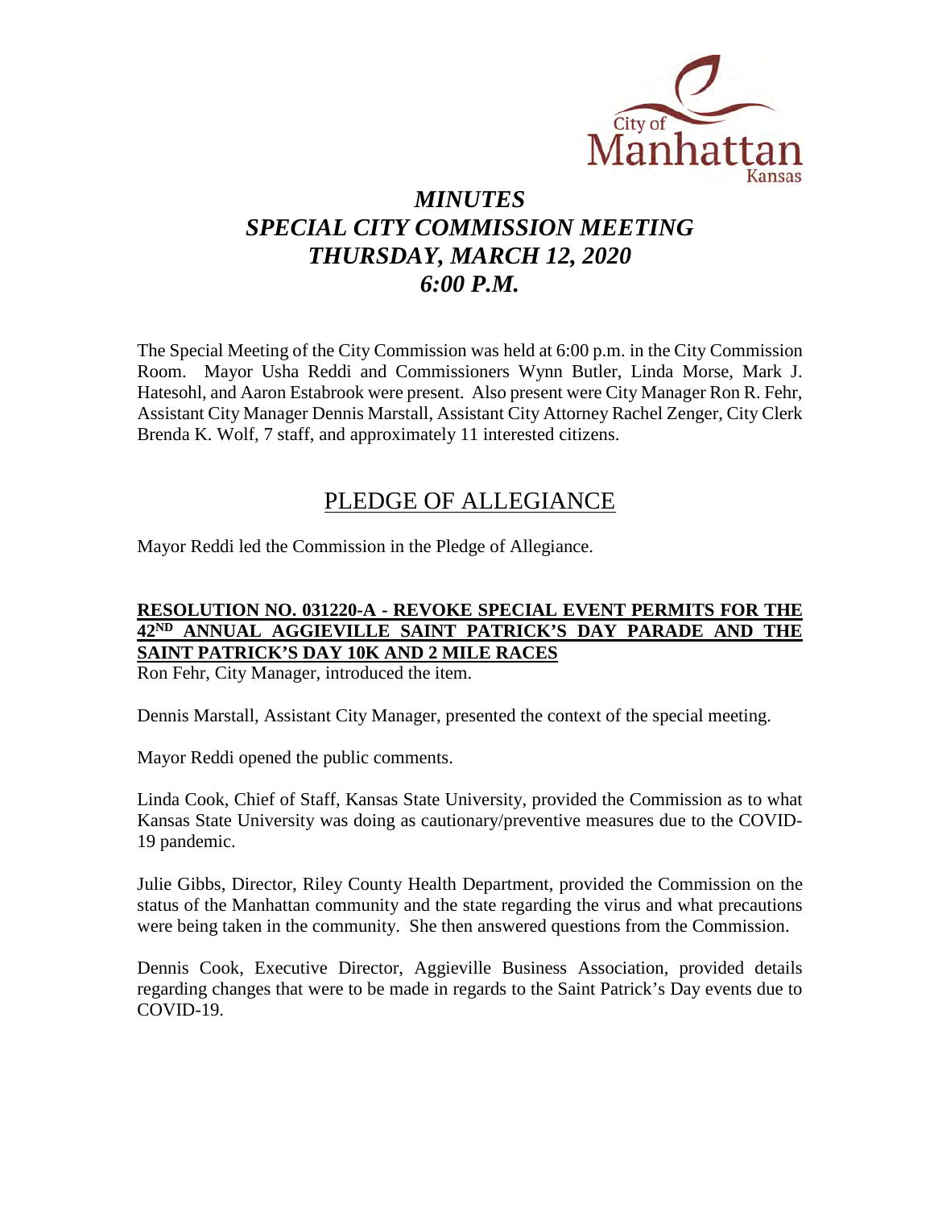# *MINUTES*
# *SPECIAL CITY COMMISSION MEETING*
# *THURSDAY, MARCH 12, 2020*
# *6:00 P.M.*

The Special Meeting of the City Commission was held at 6:00 p.m. in the City Commission Room. Mayor Usha Reddi and Commissioners Wynn Butler, Linda Morse, Mark J. Hatesohl, and Aaron Estabrook were present. Also present were City Manager Ron R. Fehr, Assistant City Manager Dennis Marstall, Assistant City Attorney Rachel Zenger, City Clerk Brenda K. Wolf, 7 staff, and approximately 11 interested citizens.

## PLEDGE OF ALLEGIANCE

Mayor Reddi led the Commission in the Pledge of Allegiance.

**RESOLUTION NO. 031220-A - REVOKE SPECIAL EVENT PERMITS FOR THE 42ND ANNUAL AGGIEVILLE SAINT PATRICK'S DAY PARADE AND THE SAINT PATRICK'S DAY 10K AND 2 MILE RACES**

Ron Fehr, City Manager, introduced the item.

Dennis Marstall, Assistant City Manager, presented the context of the special meeting.

Mayor Reddi opened the public comments.

Linda Cook, Chief of Staff, Kansas State University, provided the Commission as to what Kansas State University was doing as cautionary/preventive measures due to the COVID-19 pandemic.

Julie Gibbs, Director, Riley County Health Department, provided the Commission on the status of the Manhattan community and the state regarding the virus and what precautions were being taken in the community. She then answered questions from the Commission.

Dennis Cook, Executive Director, Aggieville Business Association, provided details regarding changes that were to be made in regards to the Saint Patrick's Day events due to COVID-19.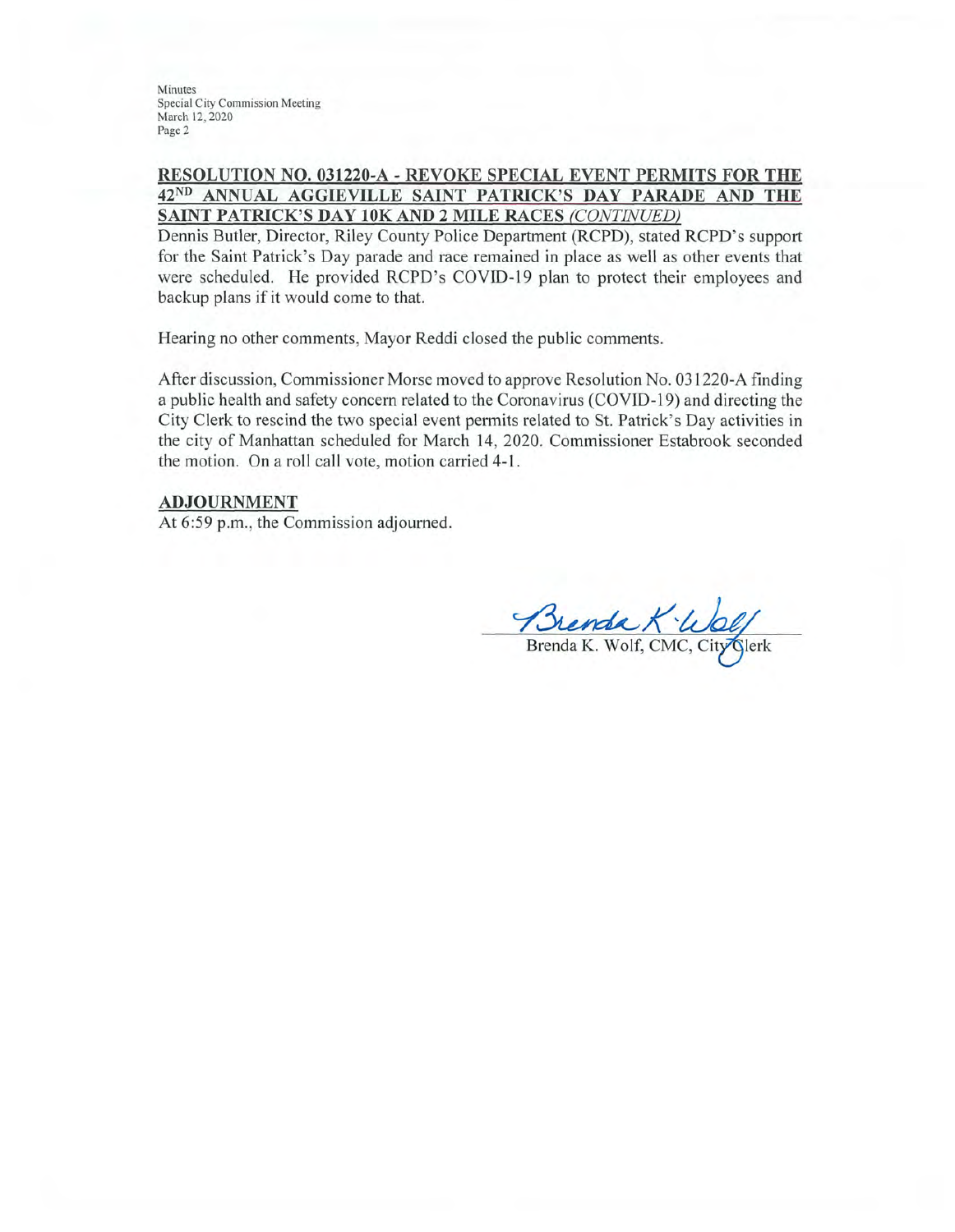**RESOLUTION NO. 031220-A - REVOKE SPECIAL EVENT PERMITS FOR THE 42ND ANNUAL AGGIEVILLE SAINT PATRICK'S DAY PARADE AND THE SAINT PATRICK'S DAY 10K AND 2 MILE RACES *(CONTINUED)***

Dennis Butler, Director, Riley County Police Department (RCPD), stated RCPD's support for the Saint Patrick's Day parade and race remained in place as well as other events that were scheduled. He provided RCPD's COVID-19 plan to protect their employees and backup plans if it would come to that.

Hearing no other comments, Mayor Reddi closed the public comments.

After discussion, Commissioner Morse moved to approve Resolution No. 031220-A finding a public health and safety concern related to the Coronavirus (COVID-19) and directing the City Clerk to rescind the two special event permits related to St. Patrick's Day activities in the city of Manhattan scheduled for March 14, 2020. Commissioner Estabrook seconded the motion. On a roll call vote, motion carried 4-1.

**ADJOURNMENT**

At 6:59 p.m., the Commission adjourned.

Brenda K. Wolf, CMC, City Clerk